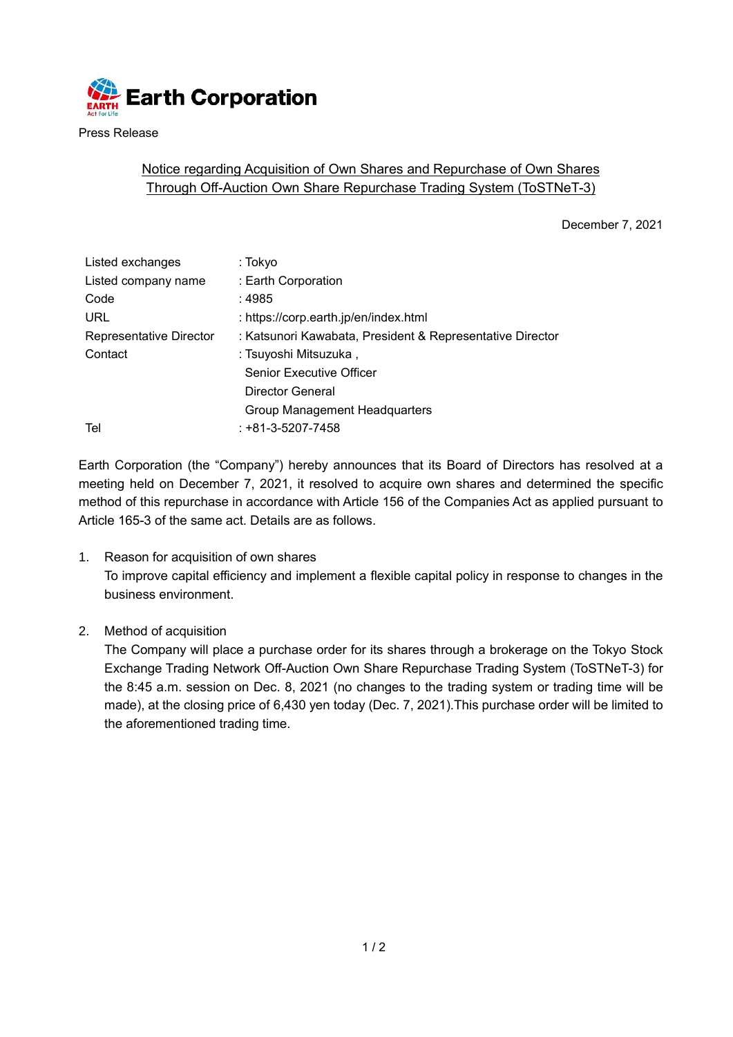# Earth Corporation

Press Release

## Notice regarding Acquisition of Own Shares and Repurchase of Own Shares Through Off-Auction Own Share Repurchase Trading System (ToSTNeT-3)

December 7, 2021

| | |
|---|---|
| Listed exchanges | : Tokyo |
| Listed company name | : Earth Corporation |
| Code | : 4985 |
| URL | : https://corp.earth.jp/en/index.html |
| Representative Director | : Katsunori Kawabata, President & Representative Director |
| Contact | : Tsuyoshi Mitsuzuka , Senior Executive Officer Director General Group Management Headquarters |
| Tel | : +81-3-5207-7458 |

Earth Corporation (the "Company") hereby announces that its Board of Directors has resolved at a meeting held on December 7, 2021, it resolved to acquire own shares and determined the specific method of this repurchase in accordance with Article 156 of the Companies Act as applied pursuant to Article 165-3 of the same act. Details are as follows.

1. Reason for acquisition of own shares
   To improve capital efficiency and implement a flexible capital policy in response to changes in the business environment.

2. Method of acquisition
   The Company will place a purchase order for its shares through a brokerage on the Tokyo Stock Exchange Trading Network Off-Auction Own Share Repurchase Trading System (ToSTNeT-3) for the 8:45 a.m. session on Dec. 8, 2021 (no changes to the trading system or trading time will be made), at the closing price of 6,430 yen today (Dec. 7, 2021).This purchase order will be limited to the aforementioned trading time.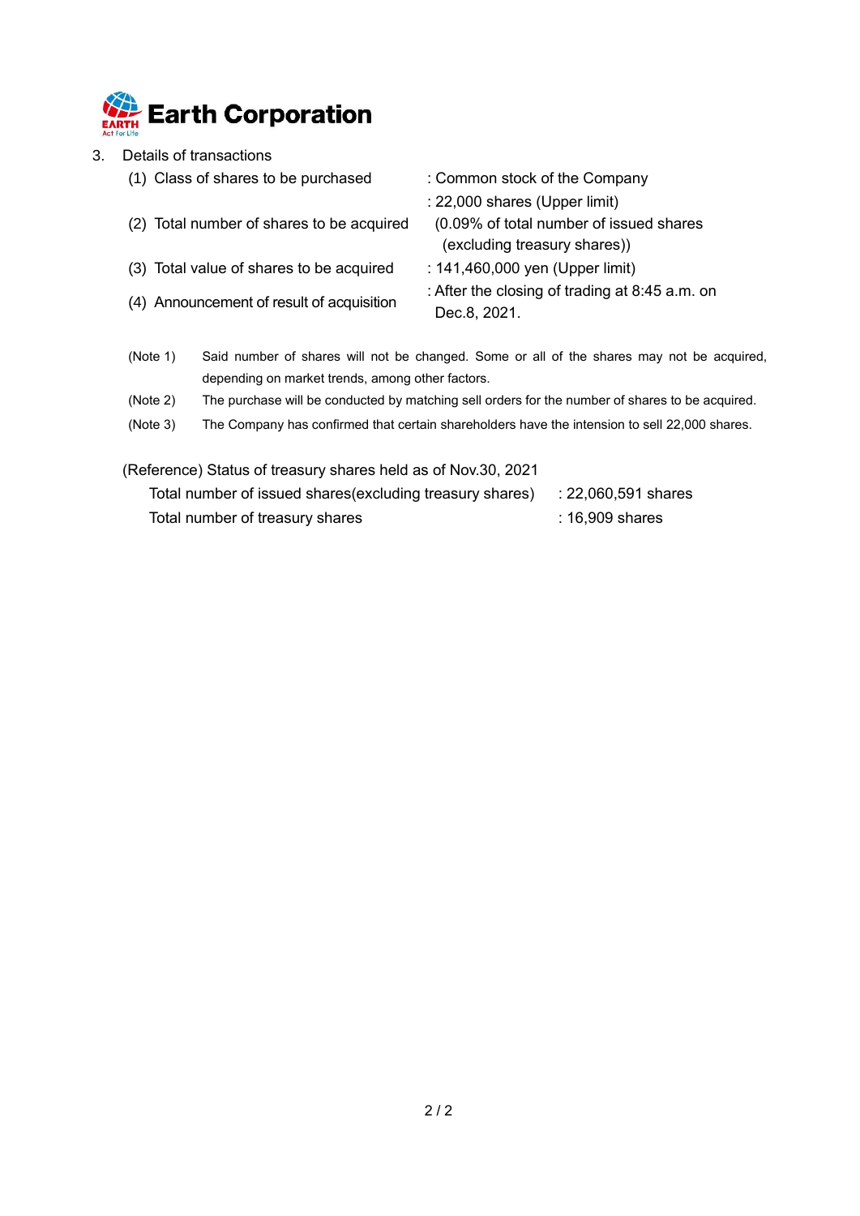**Earth Corporation**

3. Details of transactions

| | |
|---|---|
| (1) Class of shares to be purchased | : Common stock of the Company |
| (2) Total number of shares to be acquired | : 22,000 shares (Upper limit) (0.09% of total number of issued shares (excluding treasury shares)) |
| (3) Total value of shares to be acquired | : 141,460,000 yen (Upper limit) |
| (4) Announcement of result of acquisition | : After the closing of trading at 8:45 a.m. on Dec.8, 2021. |

(Note 1) Said number of shares will not be changed. Some or all of the shares may not be acquired, depending on market trends, among other factors.

(Note 2) The purchase will be conducted by matching sell orders for the number of shares to be acquired.

(Note 3) The Company has confirmed that certain shareholders have the intension to sell 22,000 shares.

(Reference) Status of treasury shares held as of Nov.30, 2021

| | |
|---|---|
| Total number of issued shares(excluding treasury shares) | : 22,060,591 shares |
| Total number of treasury shares | : 16,909 shares |